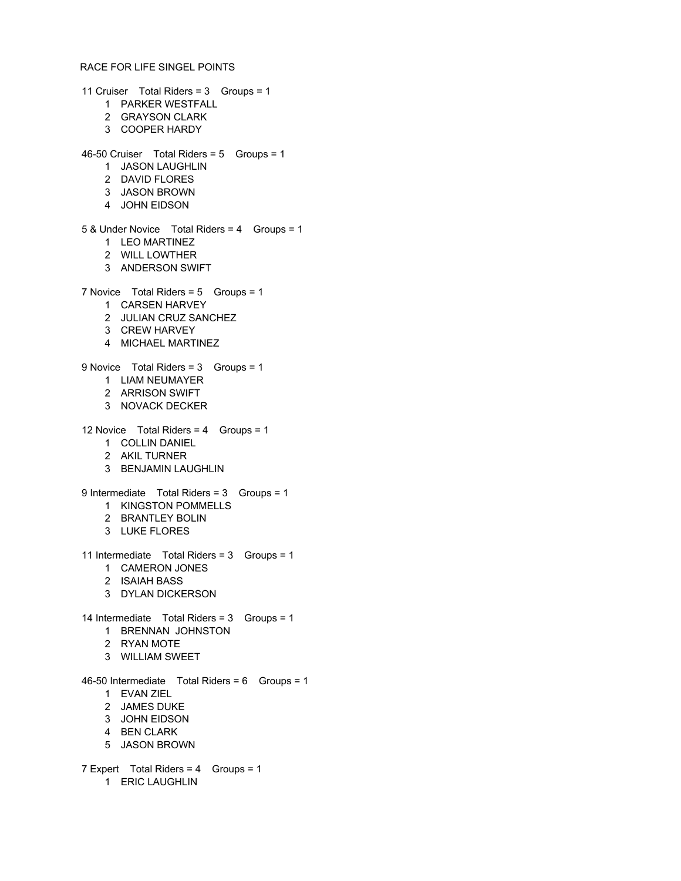RACE FOR LIFE SINGEL POINTS

11 Cruiser    Total Riders = 3    Groups = 1

1 PARKER WESTFALL
2 GRAYSON CLARK
3 COOPER HARDY

46-50 Cruiser    Total Riders = 5    Groups = 1

1 JASON LAUGHLIN
2 DAVID FLORES
3 JASON BROWN
4 JOHN EIDSON

5 & Under Novice    Total Riders = 4    Groups = 1

1 LEO MARTINEZ
2 WILL LOWTHER
3 ANDERSON SWIFT

7 Novice    Total Riders = 5    Groups = 1

1 CARSEN HARVEY
2 JULIAN CRUZ SANCHEZ
3 CREW HARVEY
4 MICHAEL MARTINEZ

9 Novice    Total Riders = 3    Groups = 1

1 LIAM NEUMAYER
2 ARRISON SWIFT
3 NOVACK DECKER

12 Novice    Total Riders = 4    Groups = 1

1 COLLIN DANIEL
2 AKIL TURNER
3 BENJAMIN LAUGHLIN

9 Intermediate    Total Riders = 3    Groups = 1

1 KINGSTON POMMELLS
2 BRANTLEY BOLIN
3 LUKE FLORES

11 Intermediate    Total Riders = 3    Groups = 1

1 CAMERON JONES
2 ISAIAH BASS
3 DYLAN DICKERSON

14 Intermediate    Total Riders = 3    Groups = 1

1 BRENNAN JOHNSTON
2 RYAN MOTE
3 WILLIAM SWEET

46-50 Intermediate    Total Riders = 6    Groups = 1

1 EVAN ZIEL
2 JAMES DUKE
3 JOHN EIDSON
4 BEN CLARK
5 JASON BROWN

7 Expert    Total Riders = 4    Groups = 1

1 ERIC LAUGHLIN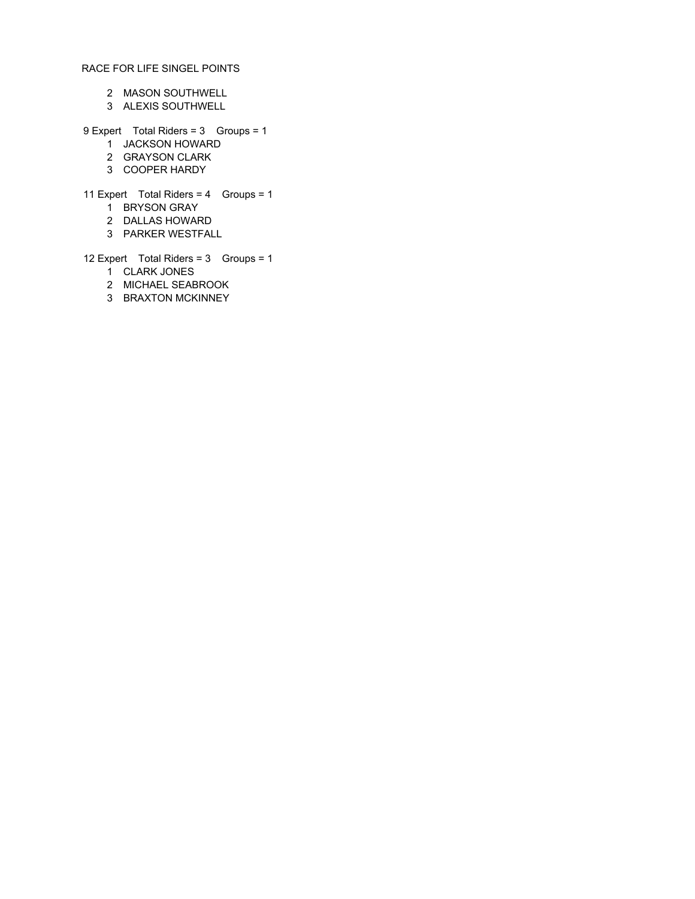RACE FOR LIFE SINGEL POINTS

2 MASON SOUTHWELL
3 ALEXIS SOUTHWELL

9 Expert Total Riders = 3 Groups = 1
1 JACKSON HOWARD
2 GRAYSON CLARK
3 COOPER HARDY

11 Expert Total Riders = 4 Groups = 1
1 BRYSON GRAY
2 DALLAS HOWARD
3 PARKER WESTFALL

12 Expert Total Riders = 3 Groups = 1
1 CLARK JONES
2 MICHAEL SEABROOK
3 BRAXTON MCKINNEY